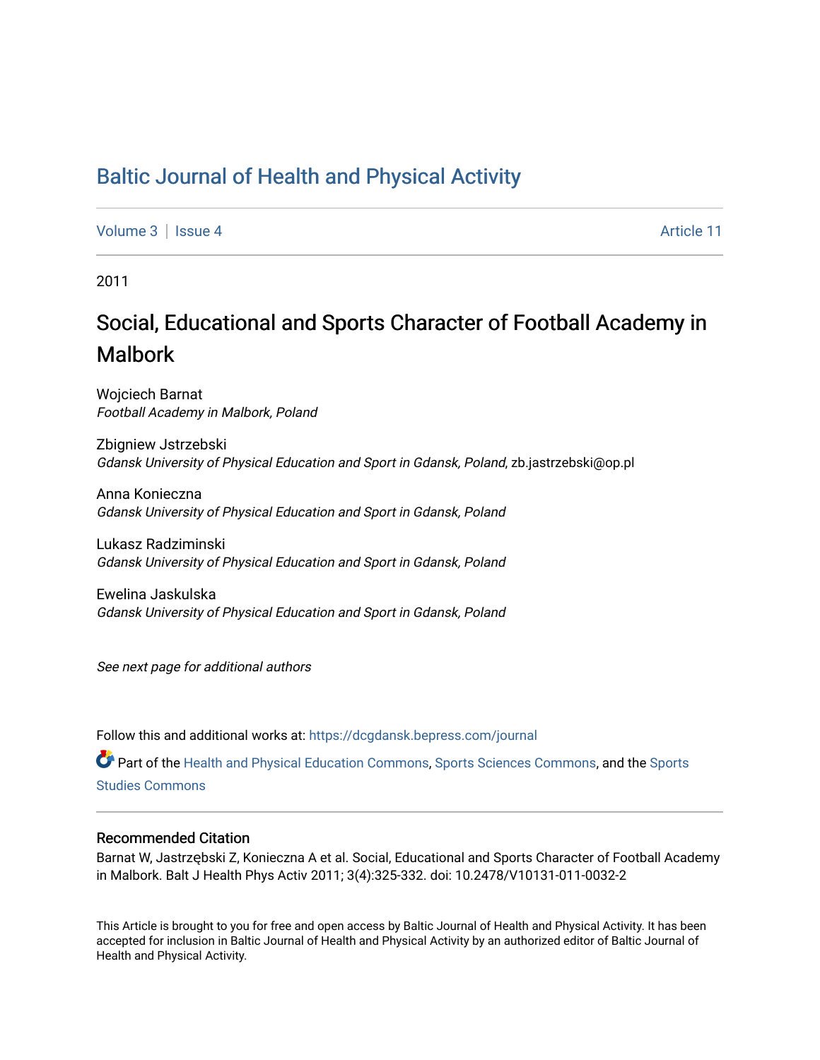# Baltic Journal of Health and Physical Activity

Volume 3 | Issue 4 Article 11

2011

## Social, Educational and Sports Character of Football Academy in Malbork

Wojciech Barnat
*Football Academy in Malbork, Poland*

Zbigniew Jstrzebski
*Gdansk University of Physical Education and Sport in Gdansk, Poland*, zb.jastrzebski@op.pl

Anna Konieczna
*Gdansk University of Physical Education and Sport in Gdansk, Poland*

Lukasz Radziminski
*Gdansk University of Physical Education and Sport in Gdansk, Poland*

Ewelina Jaskulska
*Gdansk University of Physical Education and Sport in Gdansk, Poland*

*See next page for additional authors*

Follow this and additional works at: https://dcgdansk.bepress.com/journal

Part of the Health and Physical Education Commons, Sports Sciences Commons, and the Sports Studies Commons

### Recommended Citation

Barnat W, Jastrzębski Z, Konieczna A et al. Social, Educational and Sports Character of Football Academy in Malbork. Balt J Health Phys Activ 2011; 3(4):325-332. doi: 10.2478/V10131-011-0032-2

This Article is brought to you for free and open access by Baltic Journal of Health and Physical Activity. It has been accepted for inclusion in Baltic Journal of Health and Physical Activity by an authorized editor of Baltic Journal of Health and Physical Activity.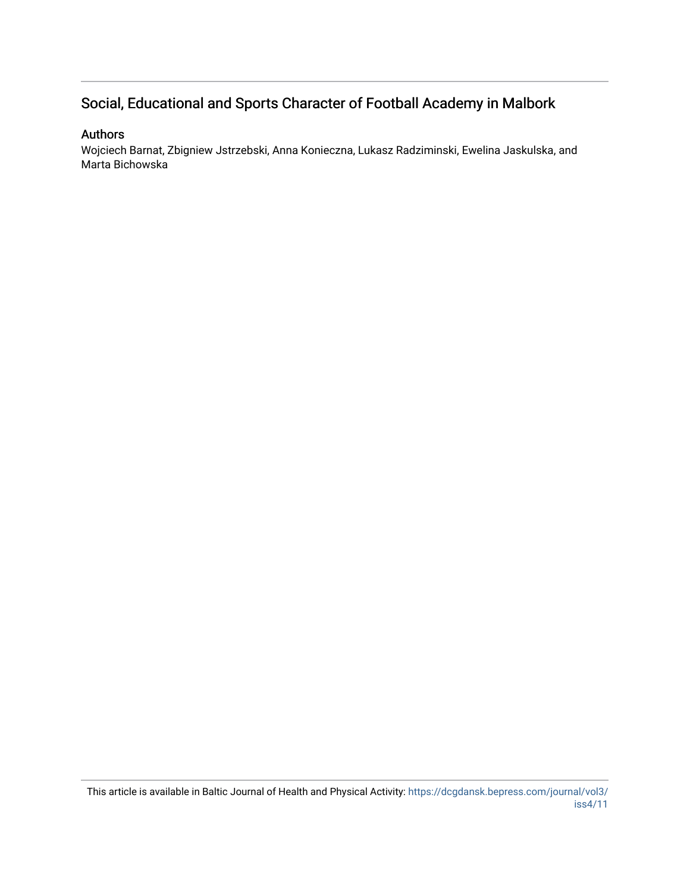## Social, Educational and Sports Character of Football Academy in Malbork

### Authors

Wojciech Barnat, Zbigniew Jstrzebski, Anna Konieczna, Lukasz Radziminski, Ewelina Jaskulska, and Marta Bichowska

This article is available in Baltic Journal of Health and Physical Activity: https://dcgdansk.bepress.com/journal/vol3/iss4/11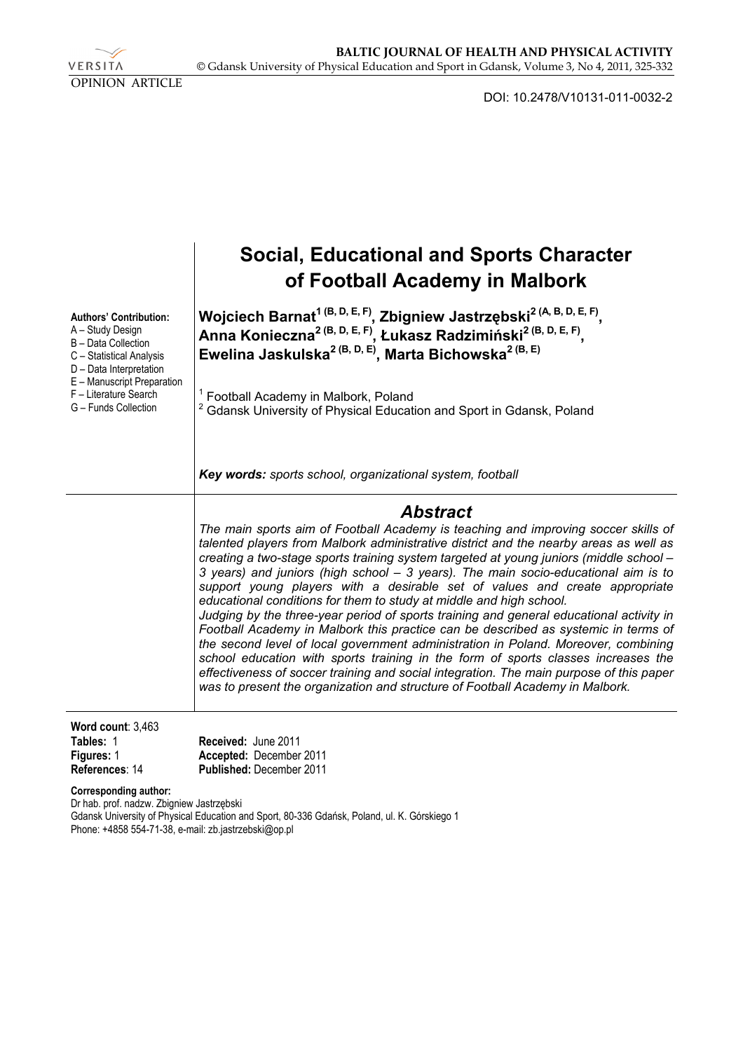VERSITA

OPINION ARTICLE

DOI: 10.2478/V10131-011-0032-2

# Social, Educational and Sports Character of Football Academy in Malbork

**Authors' Contribution:**
A – Study Design
B – Data Collection
C – Statistical Analysis
D – Data Interpretation
E – Manuscript Preparation
F – Literature Search
G – Funds Collection

**Wojciech Barnat[1] (B, D, E, F), Zbigniew Jastrzębski[2] (A, B, D, E, F), Anna Konieczna[2] (B, D, E, F), Łukasz Radzimiński[2] (B, D, E, F), Ewelina Jaskulska[2] (B, D, E), Marta Bichowska[2] (B, E)**

[1] Football Academy in Malbork, Poland
[2] Gdansk University of Physical Education and Sport in Gdansk, Poland

***Key words:*** *sports school, organizational system, football*

## *Abstract*

*The main sports aim of Football Academy is teaching and improving soccer skills of talented players from Malbork administrative district and the nearby areas as well as creating a two-stage sports training system targeted at young juniors (middle school – 3 years) and juniors (high school – 3 years). The main socio-educational aim is to support young players with a desirable set of values and create appropriate educational conditions for them to study at middle and high school.*

*Judging by the three-year period of sports training and general educational activity in Football Academy in Malbork this practice can be described as systemic in terms of the second level of local government administration in Poland. Moreover, combining school education with sports training in the form of sports classes increases the effectiveness of soccer training and social integration. The main purpose of this paper was to present the organization and structure of Football Academy in Malbork.*

**Word count**: 3,463
**Tables:** 1
**Figures:** 1
**References**: 14

**Received:** June 2011
**Accepted:** December 2011
**Published:** December 2011

**Corresponding author:**
Dr hab. prof. nadzw. Zbigniew Jastrzębski
Gdansk University of Physical Education and Sport, 80-336 Gdańsk, Poland, ul. K. Górskiego 1
Phone: +4858 554-71-38, e-mail: zb.jastrzebski@op.pl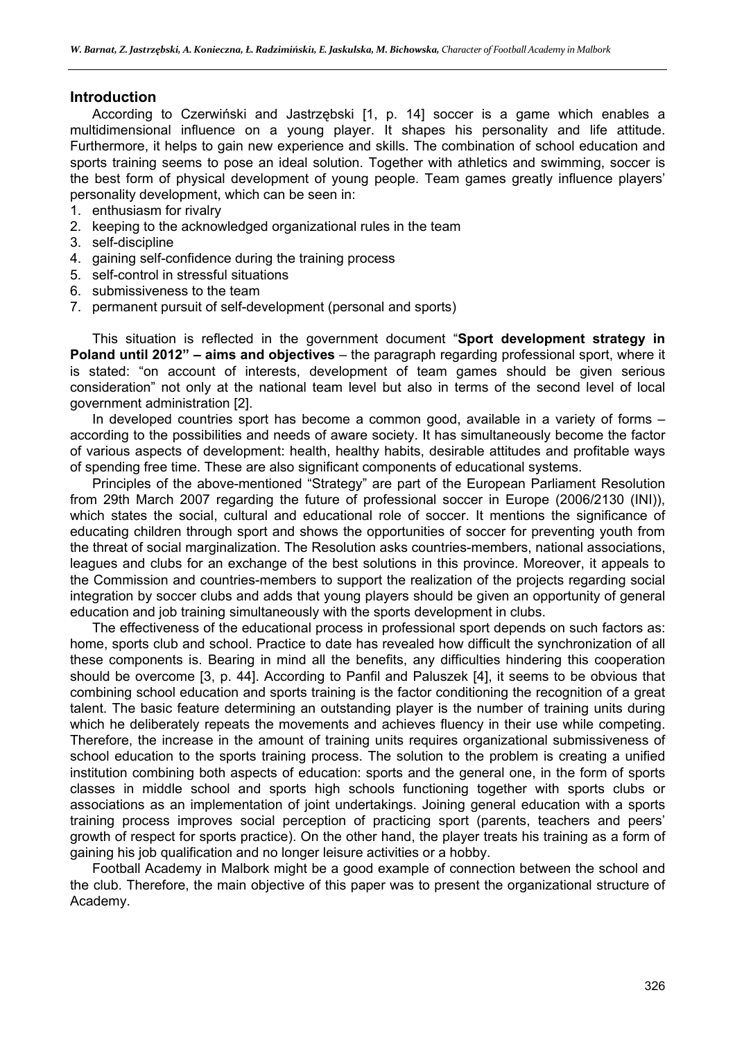## Introduction

According to Czerwiński and Jastrzębski [1, p. 14] soccer is a game which enables a multidimensional influence on a young player. It shapes his personality and life attitude. Furthermore, it helps to gain new experience and skills. The combination of school education and sports training seems to pose an ideal solution. Together with athletics and swimming, soccer is the best form of physical development of young people. Team games greatly influence players' personality development, which can be seen in:

1. enthusiasm for rivalry
2. keeping to the acknowledged organizational rules in the team
3. self-discipline
4. gaining self-confidence during the training process
5. self-control in stressful situations
6. submissiveness to the team
7. permanent pursuit of self-development (personal and sports)

This situation is reflected in the government document "**Sport development strategy in Poland until 2012" – aims and objectives** – the paragraph regarding professional sport, where it is stated: "on account of interests, development of team games should be given serious consideration" not only at the national team level but also in terms of the second level of local government administration [2].

In developed countries sport has become a common good, available in a variety of forms – according to the possibilities and needs of aware society. It has simultaneously become the factor of various aspects of development: health, healthy habits, desirable attitudes and profitable ways of spending free time. These are also significant components of educational systems.

Principles of the above-mentioned "Strategy" are part of the European Parliament Resolution from 29th March 2007 regarding the future of professional soccer in Europe (2006/2130 (INI)), which states the social, cultural and educational role of soccer. It mentions the significance of educating children through sport and shows the opportunities of soccer for preventing youth from the threat of social marginalization. The Resolution asks countries-members, national associations, leagues and clubs for an exchange of the best solutions in this province. Moreover, it appeals to the Commission and countries-members to support the realization of the projects regarding social integration by soccer clubs and adds that young players should be given an opportunity of general education and job training simultaneously with the sports development in clubs.

The effectiveness of the educational process in professional sport depends on such factors as: home, sports club and school. Practice to date has revealed how difficult the synchronization of all these components is. Bearing in mind all the benefits, any difficulties hindering this cooperation should be overcome [3, p. 44]. According to Panfil and Paluszek [4], it seems to be obvious that combining school education and sports training is the factor conditioning the recognition of a great talent. The basic feature determining an outstanding player is the number of training units during which he deliberately repeats the movements and achieves fluency in their use while competing. Therefore, the increase in the amount of training units requires organizational submissiveness of school education to the sports training process. The solution to the problem is creating a unified institution combining both aspects of education: sports and the general one, in the form of sports classes in middle school and sports high schools functioning together with sports clubs or associations as an implementation of joint undertakings. Joining general education with a sports training process improves social perception of practicing sport (parents, teachers and peers' growth of respect for sports practice). On the other hand, the player treats his training as a form of gaining his job qualification and no longer leisure activities or a hobby.

Football Academy in Malbork might be a good example of connection between the school and the club. Therefore, the main objective of this paper was to present the organizational structure of Academy.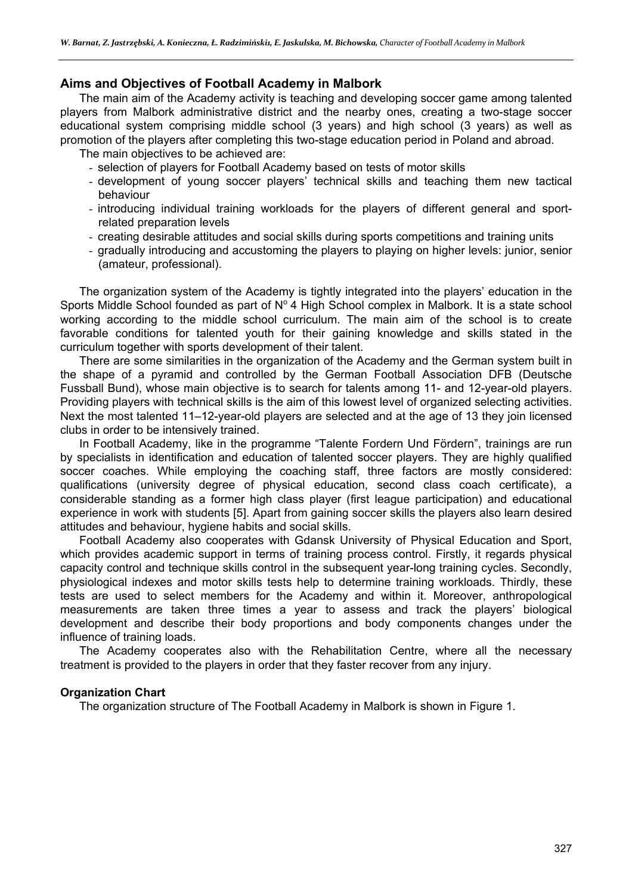## Aims and Objectives of Football Academy in Malbork

The main aim of the Academy activity is teaching and developing soccer game among talented players from Malbork administrative district and the nearby ones, creating a two-stage soccer educational system comprising middle school (3 years) and high school (3 years) as well as promotion of the players after completing this two-stage education period in Poland and abroad.

The main objectives to be achieved are:

- selection of players for Football Academy based on tests of motor skills
- development of young soccer players' technical skills and teaching them new tactical behaviour
- introducing individual training workloads for the players of different general and sport-related preparation levels
- creating desirable attitudes and social skills during sports competitions and training units
- gradually introducing and accustoming the players to playing on higher levels: junior, senior (amateur, professional).

The organization system of the Academy is tightly integrated into the players' education in the Sports Middle School founded as part of N° 4 High School complex in Malbork. It is a state school working according to the middle school curriculum. The main aim of the school is to create favorable conditions for talented youth for their gaining knowledge and skills stated in the curriculum together with sports development of their talent.

There are some similarities in the organization of the Academy and the German system built in the shape of a pyramid and controlled by the German Football Association DFB (Deutsche Fussball Bund), whose main objective is to search for talents among 11- and 12-year-old players. Providing players with technical skills is the aim of this lowest level of organized selecting activities. Next the most talented 11–12-year-old players are selected and at the age of 13 they join licensed clubs in order to be intensively trained.

In Football Academy, like in the programme "Talente Fordern Und Fördern", trainings are run by specialists in identification and education of talented soccer players. They are highly qualified soccer coaches. While employing the coaching staff, three factors are mostly considered: qualifications (university degree of physical education, second class coach certificate), a considerable standing as a former high class player (first league participation) and educational experience in work with students [5]. Apart from gaining soccer skills the players also learn desired attitudes and behaviour, hygiene habits and social skills.

Football Academy also cooperates with Gdansk University of Physical Education and Sport, which provides academic support in terms of training process control. Firstly, it regards physical capacity control and technique skills control in the subsequent year-long training cycles. Secondly, physiological indexes and motor skills tests help to determine training workloads. Thirdly, these tests are used to select members for the Academy and within it. Moreover, anthropological measurements are taken three times a year to assess and track the players' biological development and describe their body proportions and body components changes under the influence of training loads.

The Academy cooperates also with the Rehabilitation Centre, where all the necessary treatment is provided to the players in order that they faster recover from any injury.

## Organization Chart

The organization structure of The Football Academy in Malbork is shown in Figure 1.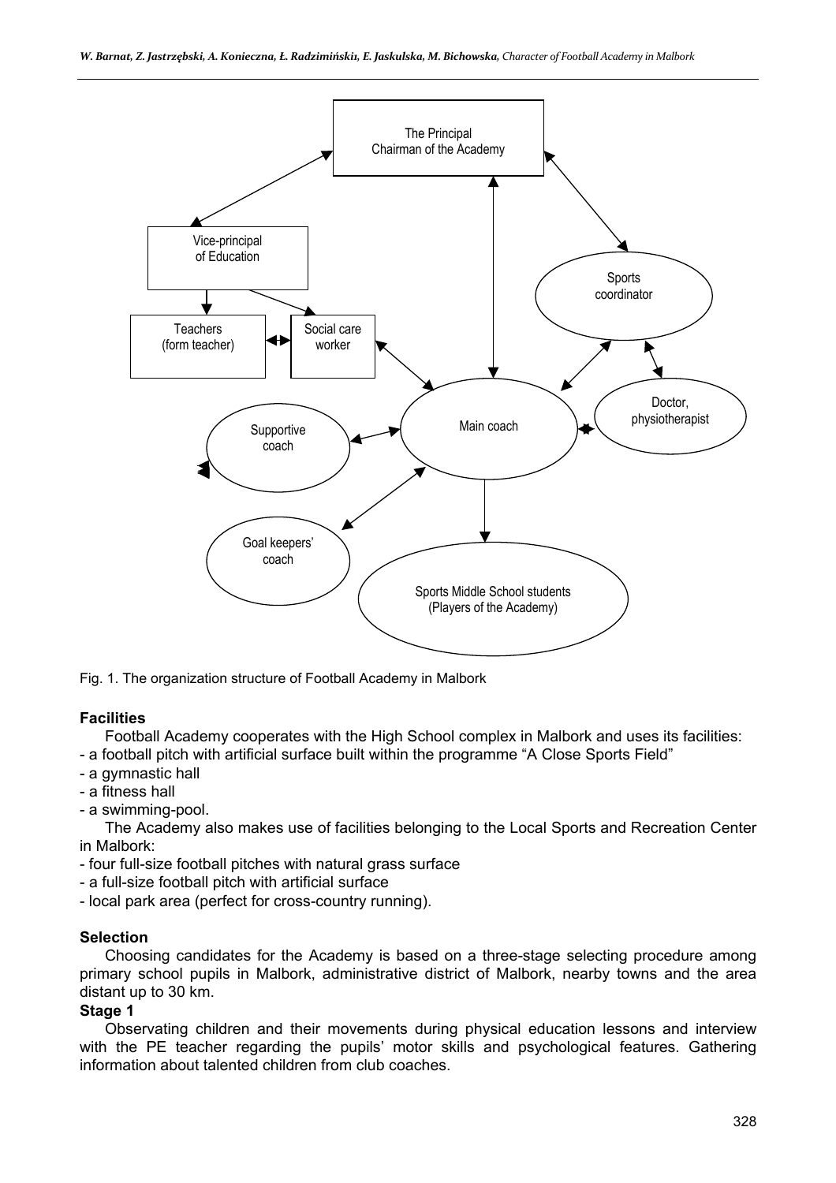The Principal
Chairman of the Academy

Vice-principal
of Education

Sports
coordinator

Teachers
(form teacher)

Social care
worker

Doctor,
physiotherapist

Supportive
coach

Main coach

Goal keepers'
coach

Sports Middle School students
(Players of the Academy)

Fig. 1. The organization structure of Football Academy in Malbork

**Facilities**

Football Academy cooperates with the High School complex in Malbork and uses its facilities:
- a football pitch with artificial surface built within the programme "A Close Sports Field"
- a gymnastic hall
- a fitness hall
- a swimming-pool.

The Academy also makes use of facilities belonging to the Local Sports and Recreation Center in Malbork:
- four full-size football pitches with natural grass surface
- a full-size football pitch with artificial surface
- local park area (perfect for cross-country running).

**Selection**

Choosing candidates for the Academy is based on a three-stage selecting procedure among primary school pupils in Malbork, administrative district of Malbork, nearby towns and the area distant up to 30 km.

**Stage 1**

Observating children and their movements during physical education lessons and interview with the PE teacher regarding the pupils' motor skills and psychological features. Gathering information about talented children from club coaches.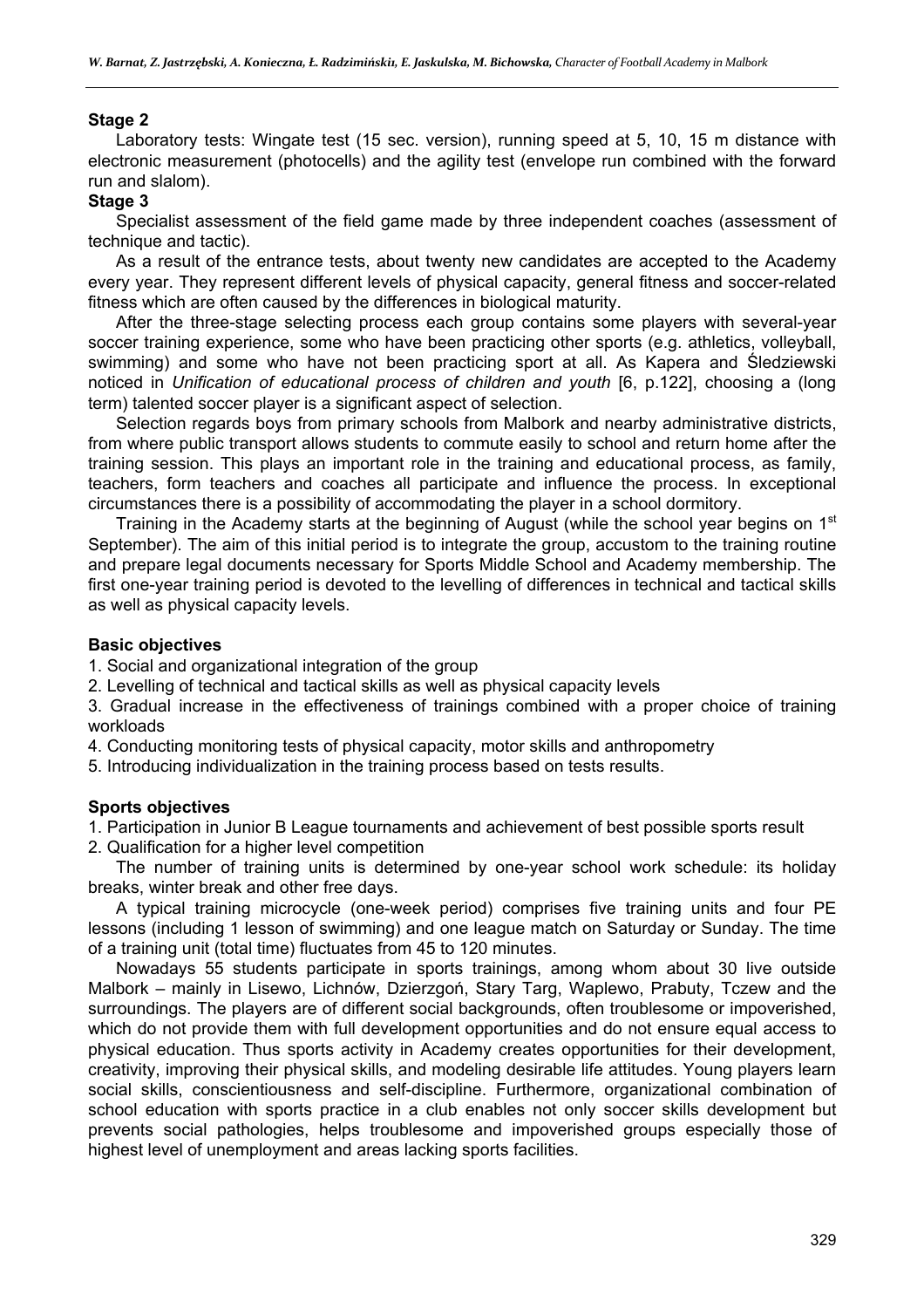**Stage 2**

Laboratory tests: Wingate test (15 sec. version), running speed at 5, 10, 15 m distance with electronic measurement (photocells) and the agility test (envelope run combined with the forward run and slalom).

**Stage 3**

Specialist assessment of the field game made by three independent coaches (assessment of technique and tactic).

As a result of the entrance tests, about twenty new candidates are accepted to the Academy every year. They represent different levels of physical capacity, general fitness and soccer-related fitness which are often caused by the differences in biological maturity.

After the three-stage selecting process each group contains some players with several-year soccer training experience, some who have been practicing other sports (e.g. athletics, volleyball, swimming) and some who have not been practicing sport at all. As Kapera and Śledziewski noticed in *Unification of educational process of children and youth* [6, p.122], choosing a (long term) talented soccer player is a significant aspect of selection.

Selection regards boys from primary schools from Malbork and nearby administrative districts, from where public transport allows students to commute easily to school and return home after the training session. This plays an important role in the training and educational process, as family, teachers, form teachers and coaches all participate and influence the process. In exceptional circumstances there is a possibility of accommodating the player in a school dormitory.

Training in the Academy starts at the beginning of August (while the school year begins on 1st September). The aim of this initial period is to integrate the group, accustom to the training routine and prepare legal documents necessary for Sports Middle School and Academy membership. The first one-year training period is devoted to the levelling of differences in technical and tactical skills as well as physical capacity levels.

**Basic objectives**

1. Social and organizational integration of the group
2. Levelling of technical and tactical skills as well as physical capacity levels
3. Gradual increase in the effectiveness of trainings combined with a proper choice of training workloads
4. Conducting monitoring tests of physical capacity, motor skills and anthropometry
5. Introducing individualization in the training process based on tests results.

**Sports objectives**

1. Participation in Junior B League tournaments and achievement of best possible sports result
2. Qualification for a higher level competition

The number of training units is determined by one-year school work schedule: its holiday breaks, winter break and other free days.

A typical training microcycle (one-week period) comprises five training units and four PE lessons (including 1 lesson of swimming) and one league match on Saturday or Sunday. The time of a training unit (total time) fluctuates from 45 to 120 minutes.

Nowadays 55 students participate in sports trainings, among whom about 30 live outside Malbork – mainly in Lisewo, Lichnów, Dzierzgoń, Stary Targ, Waplewo, Prabuty, Tczew and the surroundings. The players are of different social backgrounds, often troublesome or impoverished, which do not provide them with full development opportunities and do not ensure equal access to physical education. Thus sports activity in Academy creates opportunities for their development, creativity, improving their physical skills, and modeling desirable life attitudes. Young players learn social skills, conscientiousness and self-discipline. Furthermore, organizational combination of school education with sports practice in a club enables not only soccer skills development but prevents social pathologies, helps troublesome and impoverished groups especially those of highest level of unemployment and areas lacking sports facilities.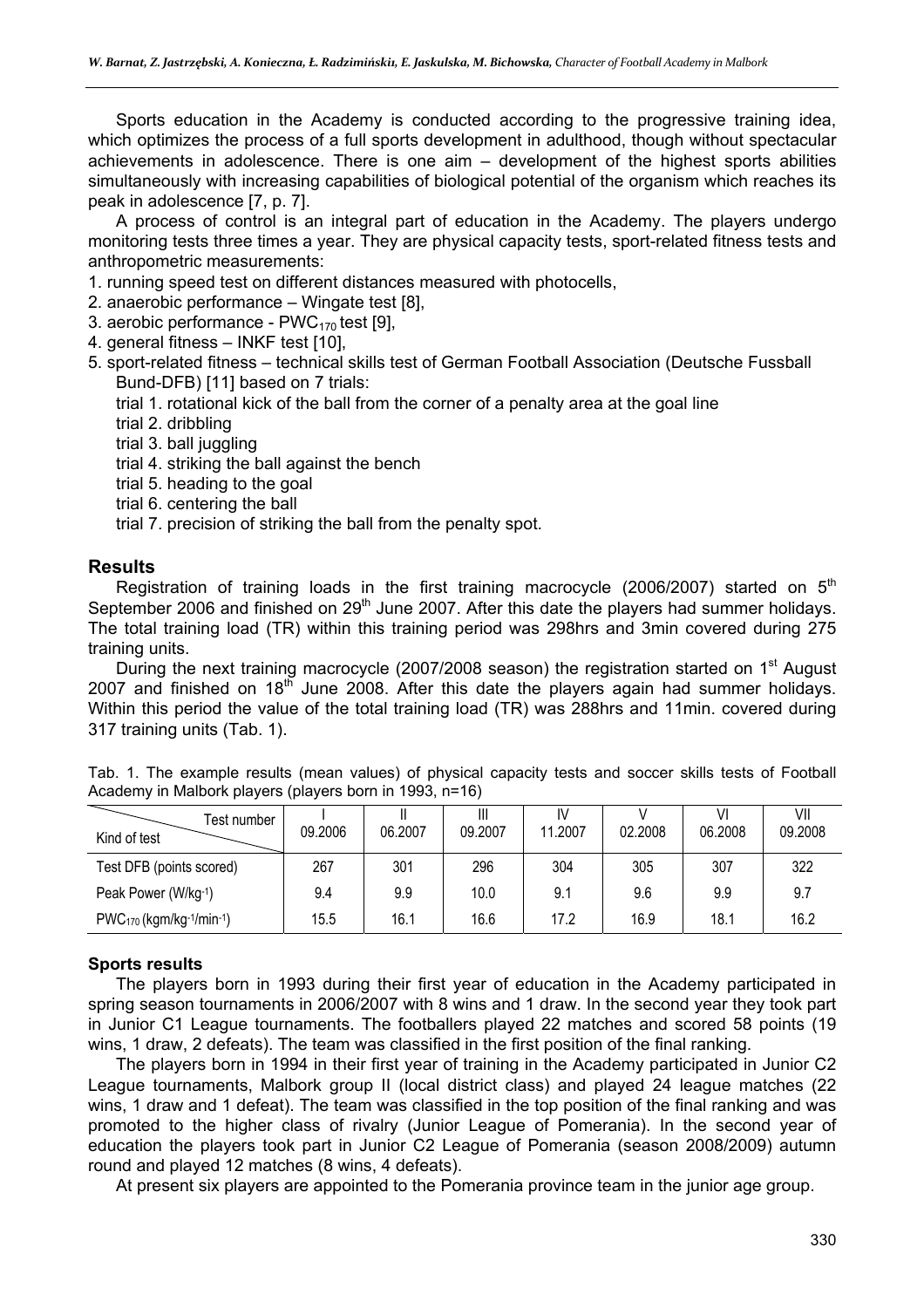Sports education in the Academy is conducted according to the progressive training idea, which optimizes the process of a full sports development in adulthood, though without spectacular achievements in adolescence. There is one aim – development of the highest sports abilities simultaneously with increasing capabilities of biological potential of the organism which reaches its peak in adolescence [7, p. 7].

A process of control is an integral part of education in the Academy. The players undergo monitoring tests three times a year. They are physical capacity tests, sport-related fitness tests and anthropometric measurements:

1. running speed test on different distances measured with photocells,
2. anaerobic performance – Wingate test [8],
3. aerobic performance - $PWC_{170}$ test [9],
4. general fitness – INKF test [10],
5. sport-related fitness – technical skills test of German Football Association (Deutsche Fussball Bund-DFB) [11] based on 7 trials:
   - trial 1. rotational kick of the ball from the corner of a penalty area at the goal line
   - trial 2. dribbling
   - trial 3. ball juggling
   - trial 4. striking the ball against the bench
   - trial 5. heading to the goal
   - trial 6. centering the ball
   - trial 7. precision of striking the ball from the penalty spot.

## Results

Registration of training loads in the first training macrocycle (2006/2007) started on 5th September 2006 and finished on 29th June 2007. After this date the players had summer holidays. The total training load (TR) within this training period was 298hrs and 3min covered during 275 training units.

During the next training macrocycle (2007/2008 season) the registration started on 1st August 2007 and finished on 18th June 2008. After this date the players again had summer holidays. Within this period the value of the total training load (TR) was 288hrs and 11min. covered during 317 training units (Tab. 1).

Tab. 1. The example results (mean values) of physical capacity tests and soccer skills tests of Football Academy in Malbork players (players born in 1993, n=16)

| Kind of test \ Test number | I 09.2006 | II 06.2007 | III 09.2007 | IV 11.2007 | V 02.2008 | VI 06.2008 | VII 09.2008 |
|---|---|---|---|---|---|---|---|
| Test DFB (points scored) | 267 | 301 | 296 | 304 | 305 | 307 | 322 |
| Peak Power ($W/kg^{-1}$) | 9.4 | 9.9 | 10.0 | 9.1 | 9.6 | 9.9 | 9.7 |
| $PWC_{170}$ ($kgm/kg^{-1}/min^{-1}$) | 15.5 | 16.1 | 16.6 | 17.2 | 16.9 | 18.1 | 16.2 |

### Sports results

The players born in 1993 during their first year of education in the Academy participated in spring season tournaments in 2006/2007 with 8 wins and 1 draw. In the second year they took part in Junior C1 League tournaments. The footballers played 22 matches and scored 58 points (19 wins, 1 draw, 2 defeats). The team was classified in the first position of the final ranking.

The players born in 1994 in their first year of training in the Academy participated in Junior C2 League tournaments, Malbork group II (local district class) and played 24 league matches (22 wins, 1 draw and 1 defeat). The team was classified in the top position of the final ranking and was promoted to the higher class of rivalry (Junior League of Pomerania). In the second year of education the players took part in Junior C2 League of Pomerania (season 2008/2009) autumn round and played 12 matches (8 wins, 4 defeats).

At present six players are appointed to the Pomerania province team in the junior age group.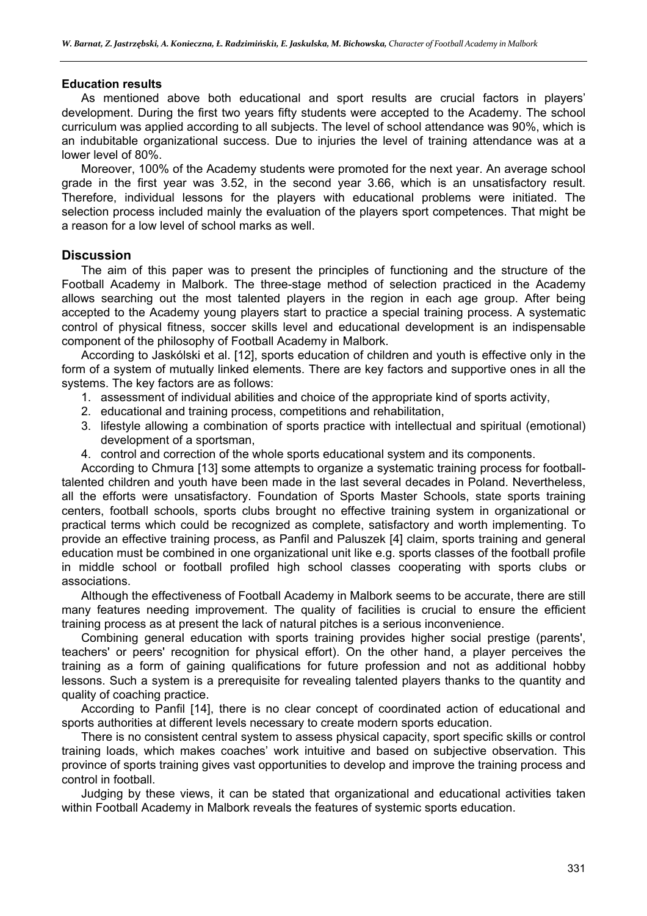## Education results

As mentioned above both educational and sport results are crucial factors in players' development. During the first two years fifty students were accepted to the Academy. The school curriculum was applied according to all subjects. The level of school attendance was 90%, which is an indubitable organizational success. Due to injuries the level of training attendance was at a lower level of 80%.

Moreover, 100% of the Academy students were promoted for the next year. An average school grade in the first year was 3.52, in the second year 3.66, which is an unsatisfactory result. Therefore, individual lessons for the players with educational problems were initiated. The selection process included mainly the evaluation of the players sport competences. That might be a reason for a low level of school marks as well.

## Discussion

The aim of this paper was to present the principles of functioning and the structure of the Football Academy in Malbork. The three-stage method of selection practiced in the Academy allows searching out the most talented players in the region in each age group. After being accepted to the Academy young players start to practice a special training process. A systematic control of physical fitness, soccer skills level and educational development is an indispensable component of the philosophy of Football Academy in Malbork.

According to Jaskólski et al. [12], sports education of children and youth is effective only in the form of a system of mutually linked elements. There are key factors and supportive ones in all the systems. The key factors are as follows:

1. assessment of individual abilities and choice of the appropriate kind of sports activity,
2. educational and training process, competitions and rehabilitation,
3. lifestyle allowing a combination of sports practice with intellectual and spiritual (emotional) development of a sportsman,
4. control and correction of the whole sports educational system and its components.

According to Chmura [13] some attempts to organize a systematic training process for football-talented children and youth have been made in the last several decades in Poland. Nevertheless, all the efforts were unsatisfactory. Foundation of Sports Master Schools, state sports training centers, football schools, sports clubs brought no effective training system in organizational or practical terms which could be recognized as complete, satisfactory and worth implementing. To provide an effective training process, as Panfil and Paluszek [4] claim, sports training and general education must be combined in one organizational unit like e.g. sports classes of the football profile in middle school or football profiled high school classes cooperating with sports clubs or associations.

Although the effectiveness of Football Academy in Malbork seems to be accurate, there are still many features needing improvement. The quality of facilities is crucial to ensure the efficient training process as at present the lack of natural pitches is a serious inconvenience.

Combining general education with sports training provides higher social prestige (parents', teachers' or peers' recognition for physical effort). On the other hand, a player perceives the training as a form of gaining qualifications for future profession and not as additional hobby lessons. Such a system is a prerequisite for revealing talented players thanks to the quantity and quality of coaching practice.

According to Panfil [14], there is no clear concept of coordinated action of educational and sports authorities at different levels necessary to create modern sports education.

There is no consistent central system to assess physical capacity, sport specific skills or control training loads, which makes coaches' work intuitive and based on subjective observation. This province of sports training gives vast opportunities to develop and improve the training process and control in football.

Judging by these views, it can be stated that organizational and educational activities taken within Football Academy in Malbork reveals the features of systemic sports education.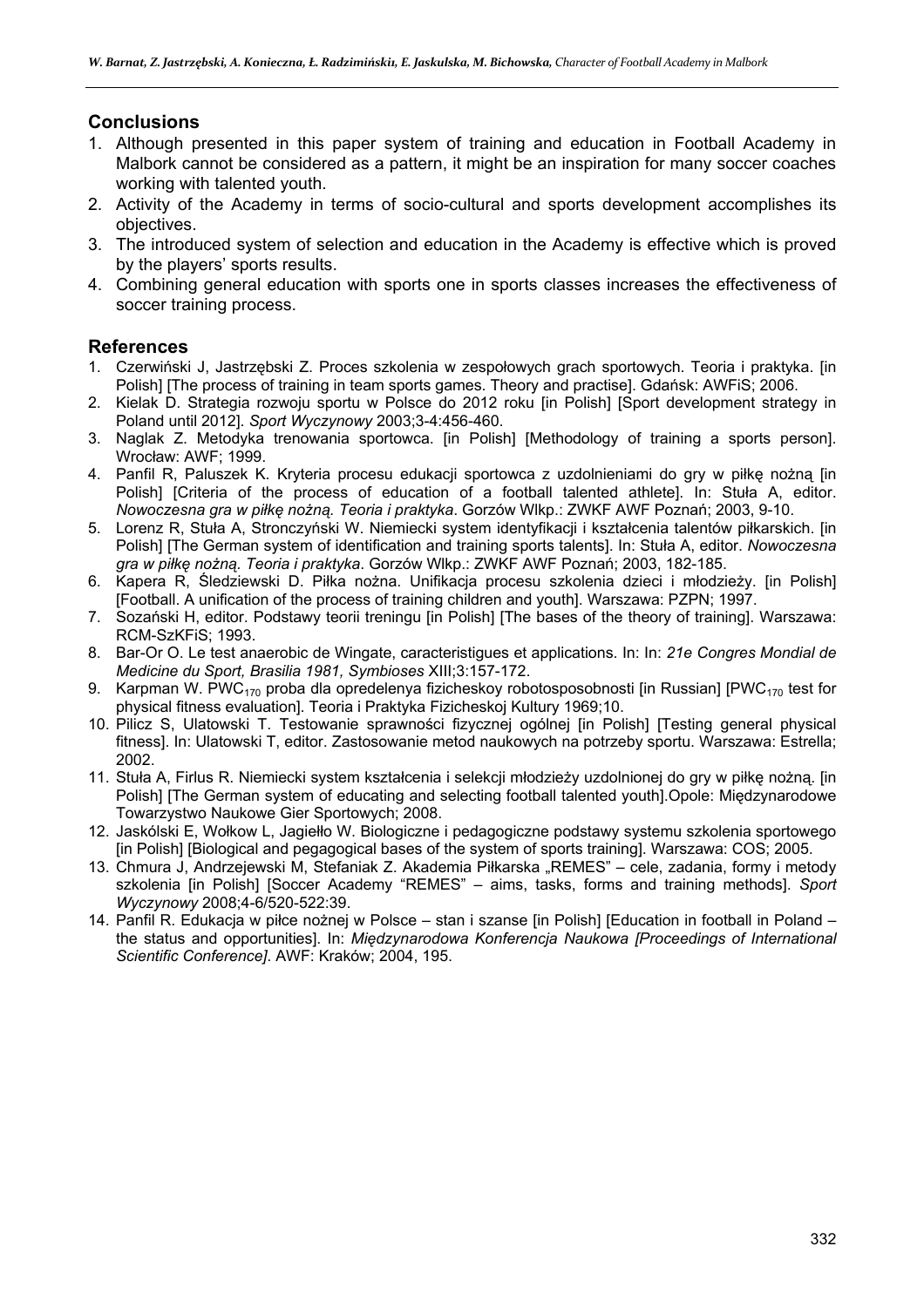## Conclusions

1. Although presented in this paper system of training and education in Football Academy in Malbork cannot be considered as a pattern, it might be an inspiration for many soccer coaches working with talented youth.
2. Activity of the Academy in terms of socio-cultural and sports development accomplishes its objectives.
3. The introduced system of selection and education in the Academy is effective which is proved by the players' sports results.
4. Combining general education with sports one in sports classes increases the effectiveness of soccer training process.

## References

1. Czerwiński J, Jastrzębski Z. Proces szkolenia w zespołowych grach sportowych. Teoria i praktyka. [in Polish] [The process of training in team sports games. Theory and practise]. Gdańsk: AWFiS; 2006.
2. Kielak D. Strategia rozwoju sportu w Polsce do 2012 roku [in Polish] [Sport development strategy in Poland until 2012]. *Sport Wyczynowy* 2003;3-4:456-460.
3. Naglak Z. Metodyka trenowania sportowca. [in Polish] [Methodology of training a sports person]. Wrocław: AWF; 1999.
4. Panfil R, Paluszek K. Kryteria procesu edukacji sportowca z uzdolnieniami do gry w piłkę nożną [in Polish] [Criteria of the process of education of a football talented athlete]. In: Stuła A, editor. *Nowoczesna gra w piłkę nożną. Teoria i praktyka*. Gorzów Wlkp.: ZWKF AWF Poznań; 2003, 9-10.
5. Lorenz R, Stuła A, Stronczyński W. Niemiecki system identyfikacji i kształcenia talentów piłkarskich. [in Polish] [The German system of identification and training sports talents]. In: Stuła A, editor. *Nowoczesna gra w piłkę nożną. Teoria i praktyka*. Gorzów Wlkp.: ZWKF AWF Poznań; 2003, 182-185.
6. Kapera R, Śledziewski D. Piłka nożna. Unifikacja procesu szkolenia dzieci i młodzieży. [in Polish] [Football. A unification of the process of training children and youth]. Warszawa: PZPN; 1997.
7. Sozański H, editor. Podstawy teorii treningu [in Polish] [The bases of the theory of training]. Warszawa: RCM-SzKFiS; 1993.
8. Bar-Or O. Le test anaerobic de Wingate, caracteristigues et applications. In: In: *21e Congres Mondial de Medicine du Sport, Brasilia 1981, Symbioses* XIII;3:157-172.
9. Karpman W. $PWC_{170}$ proba dla opredelenya fizicheskoy robotosposobnosti [in Russian] [$PWC_{170}$ test for physical fitness evaluation]. Teoria i Praktyka Fizicheskoj Kultury 1969;10.
10. Pilicz S, Ulatowski T. Testowanie sprawności fizycznej ogólnej [in Polish] [Testing general physical fitness]. In: Ulatowski T, editor. Zastosowanie metod naukowych na potrzeby sportu. Warszawa: Estrella; 2002.
11. Stuła A, Firlus R. Niemiecki system kształcenia i selekcji młodzieży uzdolnionej do gry w piłkę nożną. [in Polish] [The German system of educating and selecting football talented youth].Opole: Międzynarodowe Towarzystwo Naukowe Gier Sportowych; 2008.
12. Jaskólski E, Wołkow L, Jagiełło W. Biologiczne i pedagogiczne podstawy systemu szkolenia sportowego [in Polish] [Biological and pegagogical bases of the system of sports training]. Warszawa: COS; 2005.
13. Chmura J, Andrzejewski M, Stefaniak Z. Akademia Piłkarska „REMES" – cele, zadania, formy i metody szkolenia [in Polish] [Soccer Academy "REMES" – aims, tasks, forms and training methods]. *Sport Wyczynowy* 2008;4-6/520-522:39.
14. Panfil R. Edukacja w piłce nożnej w Polsce – stan i szanse [in Polish] [Education in football in Poland – the status and opportunities]. In: *Międzynarodowa Konferencja Naukowa [Proceedings of International Scientific Conference]*. AWF: Kraków; 2004, 195.